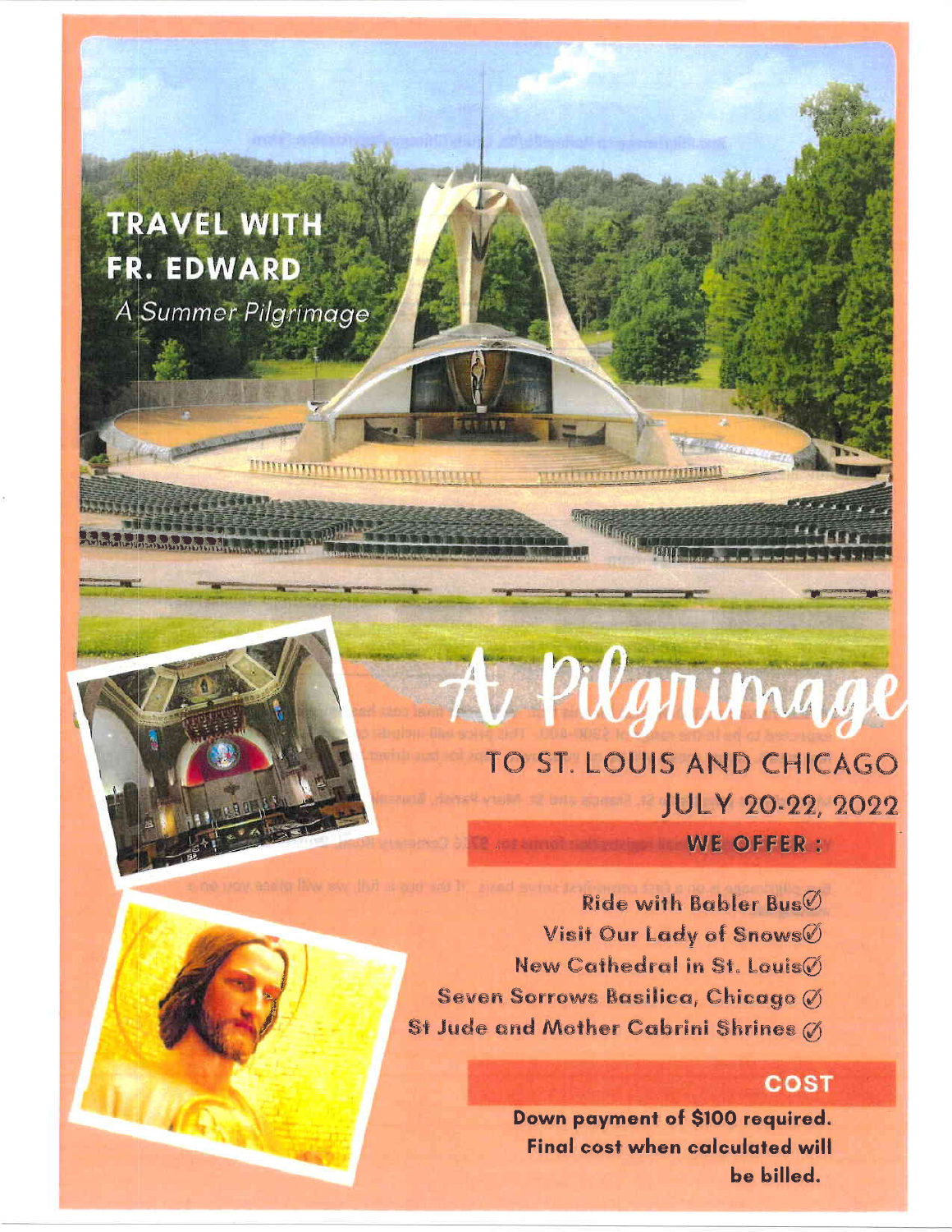# TRAVEL WITH FR. EDWARD

*A Summer Pilgrimage*

# A Pilgrimage

## TO ST. LOUIS AND CHICAGO

**JULY 20-22, 2022**

### WE OFFER :

- Ride with Babler Bus ✓
- Visit Our Lady of Snows ✓
- New Cathedral in St. Louis ✓
- Seven Sorrows Basilica, Chicago ✓
- St Jude and Mother Cabrini Shrines ✓

### COST

**Down payment of $100 required. Final cost when calculated will be billed.**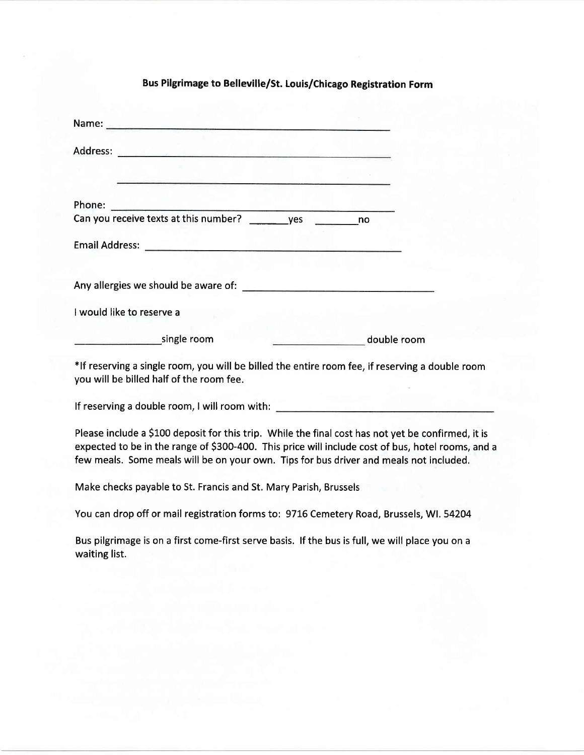## Bus Pilgrimage to Belleville/St. Louis/Chicago Registration Form

Name: ______________________________________________

Address: ______________________________________________

______________________________________________

Phone: ______________________________________________

Can you receive texts at this number? _______yes _______no

Email Address: ______________________________________________

Any allergies we should be aware of: ______________________________

I would like to reserve a

_______________single room _______________ double room

*If reserving a single room, you will be billed the entire room fee, if reserving a double room you will be billed half of the room fee.

If reserving a double room, I will room with: ______________________________

Please include a $100 deposit for this trip. While the final cost has not yet been confirmed, it is expected to be in the range of $300-400. This price will include cost of bus, hotel rooms, and a few meals. Some meals will be on your own. Tips for bus driver and meals not included.

Make checks payable to St. Francis and St. Mary Parish, Brussels

You can drop off or mail registration forms to: 9716 Cemetery Road, Brussels, WI. 54204

Bus pilgrimage is on a first come-first serve basis. If the bus is full, we will place you on a waiting list.